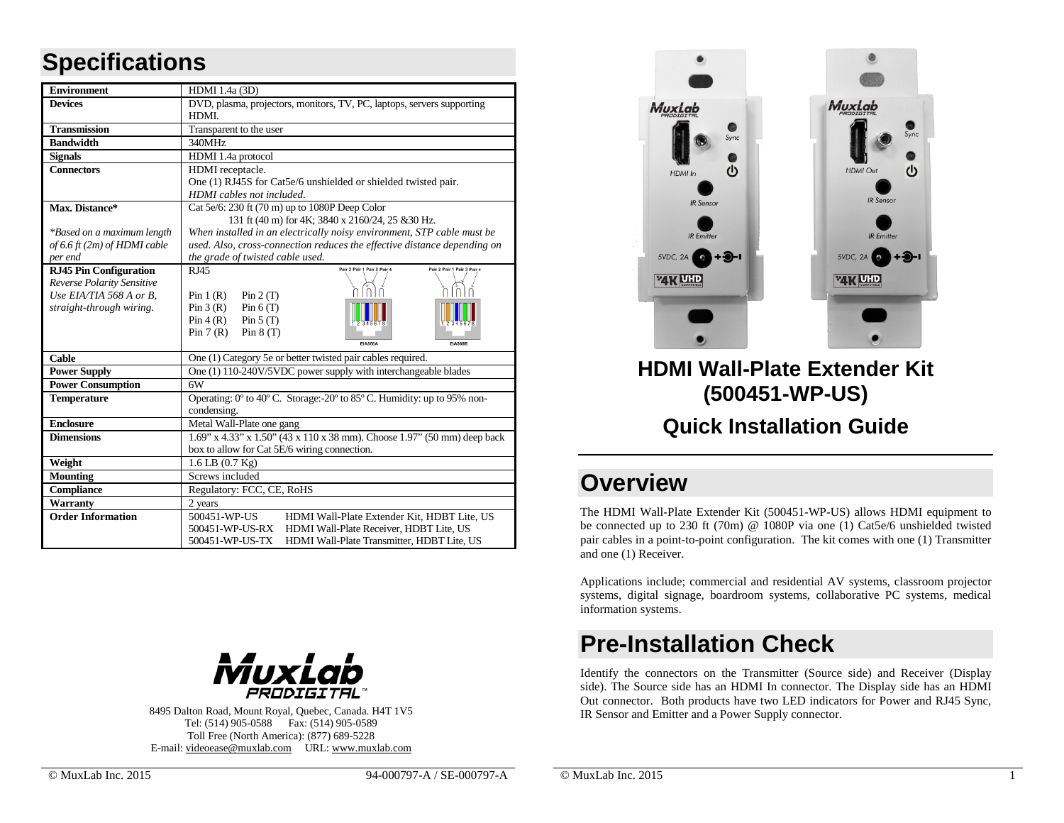# Specifications

| | |
|---|---|
| **Environment** | HDMI 1.4a (3D) |
| **Devices** | DVD, plasma, projectors, monitors, TV, PC, laptops, servers supporting HDMI. |
| **Transmission** | Transparent to the user |
| **Bandwidth** | 340MHz |
| **Signals** | HDMI 1.4a protocol |
| **Connectors** | HDMI receptacle.<br>One (1) RJ45S for Cat5e/6 unshielded or shielded twisted pair.<br>*HDMI cables not included.* |
| **Max. Distance***<br><br>*\*Based on a maximum length of 6.6 ft (2m) of HDMI cable per end* | Cat 5e/6: 230 ft (70 m) up to 1080P Deep Color<br>131 ft (40 m) for 4K; 3840 x 2160/24, 25 &30 Hz.<br>*When installed in an electrically noisy environment, STP cable must be used. Also, cross-connection reduces the effective distance depending on the grade of twisted cable used.* |
| **RJ45 Pin Configuration**<br>*Reverse Polarity Sensitive*<br>*Use EIA/TIA 568 A or B, straight-through wiring.* | RJ45<br><br>Pin 1 (R) Pin 2 (T)<br>Pin 3 (R) Pin 6 (T)<br>Pin 4 (R) Pin 5 (T)<br>Pin 7 (R) Pin 8 (T)<br><br>Pair 3 Pair 1 Pair 2 Pair 4 — EIA568A<br>Pair 2 Pair 1 Pair 3 Pair 4 — EIA568B |
| **Cable** | One (1) Category 5e or better twisted pair cables required. |
| **Power Supply** | One (1) 110-240V/5VDC power supply with interchangeable blades |
| **Power Consumption** | 6W |
| **Temperature** | Operating: 0º to 40º C. Storage:-20º to 85º C. Humidity: up to 95% non-condensing. |
| **Enclosure** | Metal Wall-Plate one gang |
| **Dimensions** | 1.69" x 4.33" x 1.50" (43 x 110 x 38 mm). Choose 1.97" (50 mm) deep back box to allow for Cat 5E/6 wiring connection. |
| **Weight** | 1.6 LB (0.7 Kg) |
| **Mounting** | Screws included |
| **Compliance** | Regulatory: FCC, CE, RoHS |
| **Warranty** | 2 years |
| **Order Information** | 500451-WP-US HDMI Wall-Plate Extender Kit, HDBT Lite, US<br>500451-WP-US-RX HDMI Wall-Plate Receiver, HDBT Lite, US<br>500451-WP-US-TX HDMI Wall-Plate Transmitter, HDBT Lite, US |

MuxLab PRODIGITAL™

8495 Dalton Road, Mount Royal, Quebec, Canada. H4T 1V5
Tel: (514) 905-0588 Fax: (514) 905-0589
Toll Free (North America): (877) 689-5228
E-mail: videoease@muxlab.com URL: www.muxlab.com

© MuxLab Inc. 2015 94-000797-A / SE-000797-A

# HDMI Wall-Plate Extender Kit (500451-WP-US)

## Quick Installation Guide

# Overview

The HDMI Wall-Plate Extender Kit (500451-WP-US) allows HDMI equipment to be connected up to 230 ft (70m) @ 1080P via one (1) Cat5e/6 unshielded twisted pair cables in a point-to-point configuration. The kit comes with one (1) Transmitter and one (1) Receiver.

Applications include; commercial and residential AV systems, classroom projector systems, digital signage, boardroom systems, collaborative PC systems, medical information systems.

# Pre-Installation Check

Identify the connectors on the Transmitter (Source side) and Receiver (Display side). The Source side has an HDMI In connector. The Display side has an HDMI Out connector. Both products have two LED indicators for Power and RJ45 Sync, IR Sensor and Emitter and a Power Supply connector.

© MuxLab Inc. 2015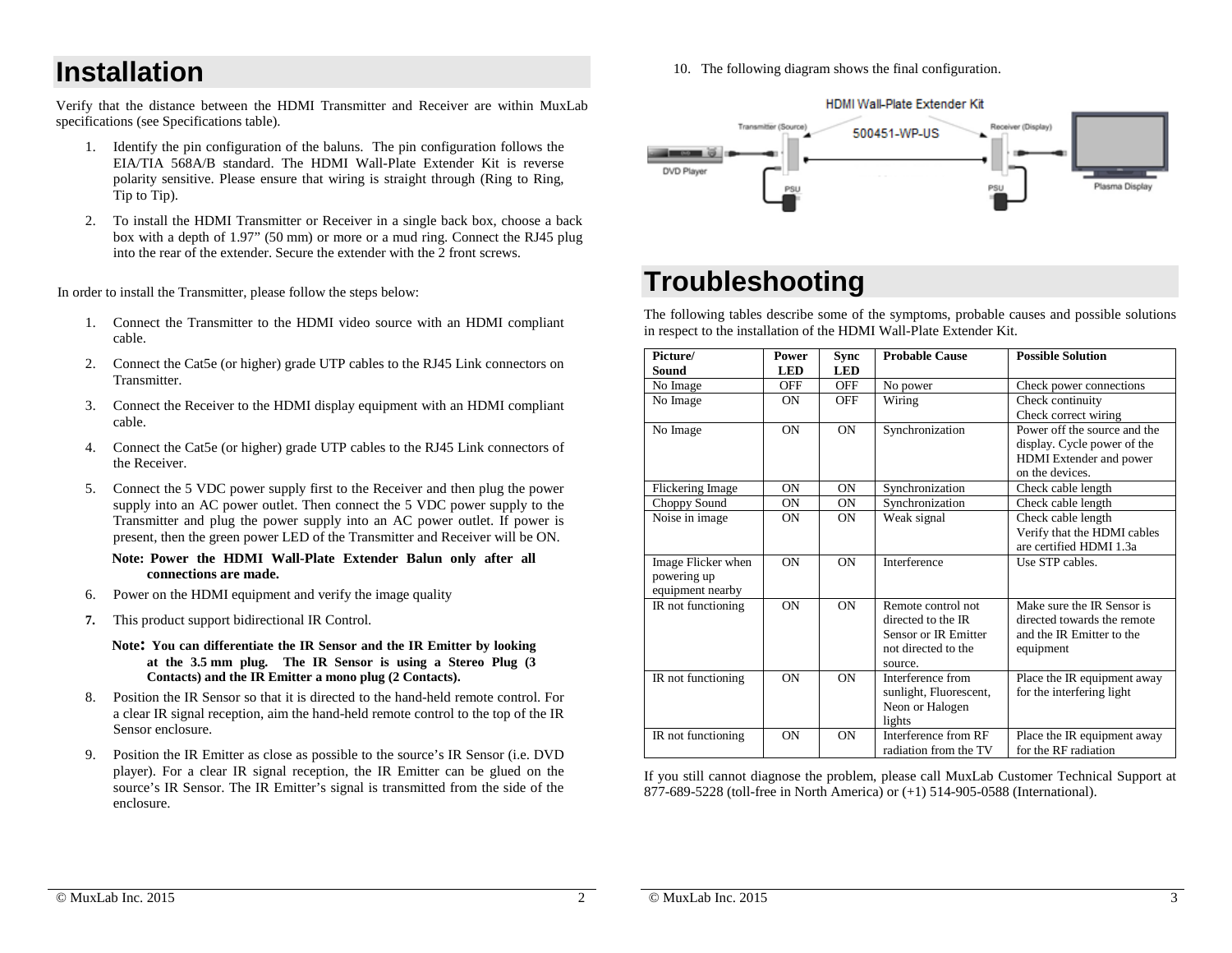# Installation

Verify that the distance between the HDMI Transmitter and Receiver are within MuxLab specifications (see Specifications table).

1. Identify the pin configuration of the baluns. The pin configuration follows the EIA/TIA 568A/B standard. The HDMI Wall-Plate Extender Kit is reverse polarity sensitive. Please ensure that wiring is straight through (Ring to Ring, Tip to Tip).
2. To install the HDMI Transmitter or Receiver in a single back box, choose a back box with a depth of 1.97" (50 mm) or more or a mud ring. Connect the RJ45 plug into the rear of the extender. Secure the extender with the 2 front screws.

In order to install the Transmitter, please follow the steps below:

1. Connect the Transmitter to the HDMI video source with an HDMI compliant cable.
2. Connect the Cat5e (or higher) grade UTP cables to the RJ45 Link connectors on Transmitter.
3. Connect the Receiver to the HDMI display equipment with an HDMI compliant cable.
4. Connect the Cat5e (or higher) grade UTP cables to the RJ45 Link connectors of the Receiver.
5. Connect the 5 VDC power supply first to the Receiver and then plug the power supply into an AC power outlet. Then connect the 5 VDC power supply to the Transmitter and plug the power supply into an AC power outlet. If power is present, then the green power LED of the Transmitter and Receiver will be ON.

   **Note: Power the HDMI Wall-Plate Extender Balun only after all connections are made.**
6. Power on the HDMI equipment and verify the image quality
7. This product support bidirectional IR Control.

   **Note: You can differentiate the IR Sensor and the IR Emitter by looking at the 3.5 mm plug. The IR Sensor is using a Stereo Plug (3 Contacts) and the IR Emitter a mono plug (2 Contacts).**
8. Position the IR Sensor so that it is directed to the hand-held remote control. For a clear IR signal reception, aim the hand-held remote control to the top of the IR Sensor enclosure.
9. Position the IR Emitter as close as possible to the source's IR Sensor (i.e. DVD player). For a clear IR signal reception, the IR Emitter can be glued on the source's IR Sensor. The IR Emitter's signal is transmitted from the side of the enclosure.
10. The following diagram shows the final configuration.

HDMI Wall-Plate Extender Kit
500451-WP-US
Transmitter (Source)
Receiver (Display)
DVD Player
PSU
PSU
Plasma Display

# Troubleshooting

The following tables describe some of the symptoms, probable causes and possible solutions in respect to the installation of the HDMI Wall-Plate Extender Kit.

| Picture/ Sound | Power LED | Sync LED | Probable Cause | Possible Solution |
|---|---|---|---|---|
| No Image | OFF | OFF | No power | Check power connections |
| No Image | ON | OFF | Wiring | Check continuity<br>Check correct wiring |
| No Image | ON | ON | Synchronization | Power off the source and the display. Cycle power of the HDMI Extender and power on the devices. |
| Flickering Image | ON | ON | Synchronization | Check cable length |
| Choppy Sound | ON | ON | Synchronization | Check cable length |
| Noise in image | ON | ON | Weak signal | Check cable length<br>Verify that the HDMI cables are certified HDMI 1.3a |
| Image Flicker when powering up equipment nearby | ON | ON | Interference | Use STP cables. |
| IR not functioning | ON | ON | Remote control not directed to the IR Sensor or IR Emitter not directed to the source. | Make sure the IR Sensor is directed towards the remote and the IR Emitter to the equipment |
| IR not functioning | ON | ON | Interference from sunlight, Fluorescent, Neon or Halogen lights | Place the IR equipment away for the interfering light |
| IR not functioning | ON | ON | Interference from RF radiation from the TV | Place the IR equipment away for the RF radiation |

If you still cannot diagnose the problem, please call MuxLab Customer Technical Support at 877-689-5228 (toll-free in North America) or (+1) 514-905-0588 (International).